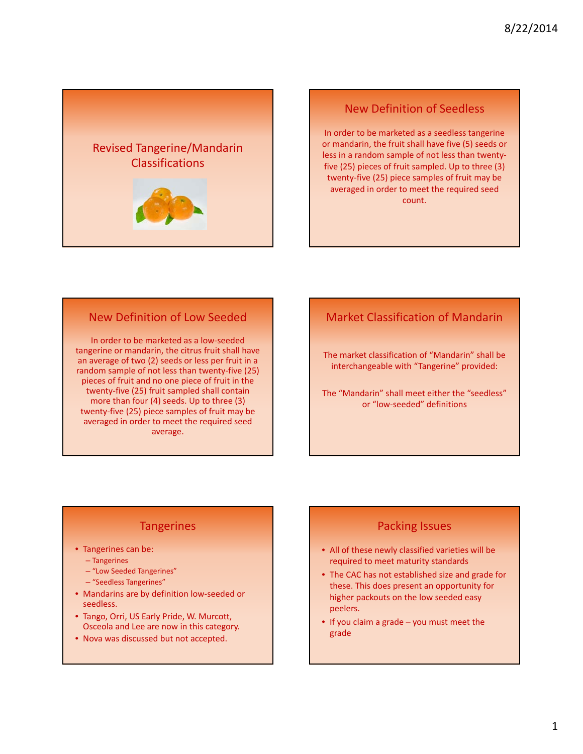# Revised Tangerine/Mandarin Classifications

## New Definition of Seedless

In order to be marketed as a seedless tangerine or mandarin, the fruit shall have five (5) seeds or less in a random sample of not less than twenty-five (25) pieces of fruit sampled. Up to three (3) twenty-five (25) piece samples of fruit may be averaged in order to meet the required seed count.

## New Definition of Low Seeded

In order to be marketed as a low-seeded tangerine or mandarin, the citrus fruit shall have an average of two (2) seeds or less per fruit in a random sample of not less than twenty-five (25) pieces of fruit and no one piece of fruit in the twenty-five (25) fruit sampled shall contain more than four (4) seeds. Up to three (3) twenty-five (25) piece samples of fruit may be averaged in order to meet the required seed average.

## Market Classification of Mandarin

The market classification of "Mandarin" shall be interchangeable with "Tangerine" provided:

The "Mandarin" shall meet either the "seedless" or "low-seeded" definitions

## Tangerines

- Tangerines can be:
  - Tangerines
  - "Low Seeded Tangerines"
  - "Seedless Tangerines"
- Mandarins are by definition low-seeded or seedless.
- Tango, Orri, US Early Pride, W. Murcott, Osceola and Lee are now in this category.
- Nova was discussed but not accepted.

## Packing Issues

- All of these newly classified varieties will be required to meet maturity standards
- The CAC has not established size and grade for these. This does present an opportunity for higher packouts on the low seeded easy peelers.
- If you claim a grade – you must meet the grade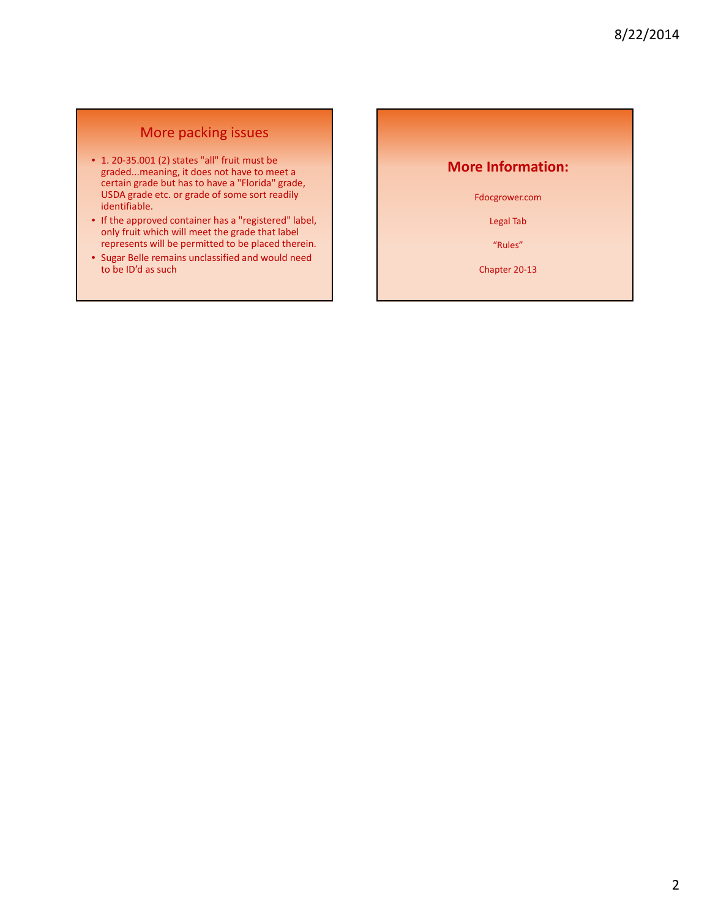## More packing issues

- 1. 20-35.001 (2) states "all" fruit must be graded...meaning, it does not have to meet a certain grade but has to have a "Florida" grade, USDA grade etc. or grade of some sort readily identifiable.
- If the approved container has a "registered" label, only fruit which will meet the grade that label represents will be permitted to be placed therein.
- Sugar Belle remains unclassified and would need to be ID'd as such

## More Information:

Fdocgrower.com

Legal Tab

"Rules"

Chapter 20-13